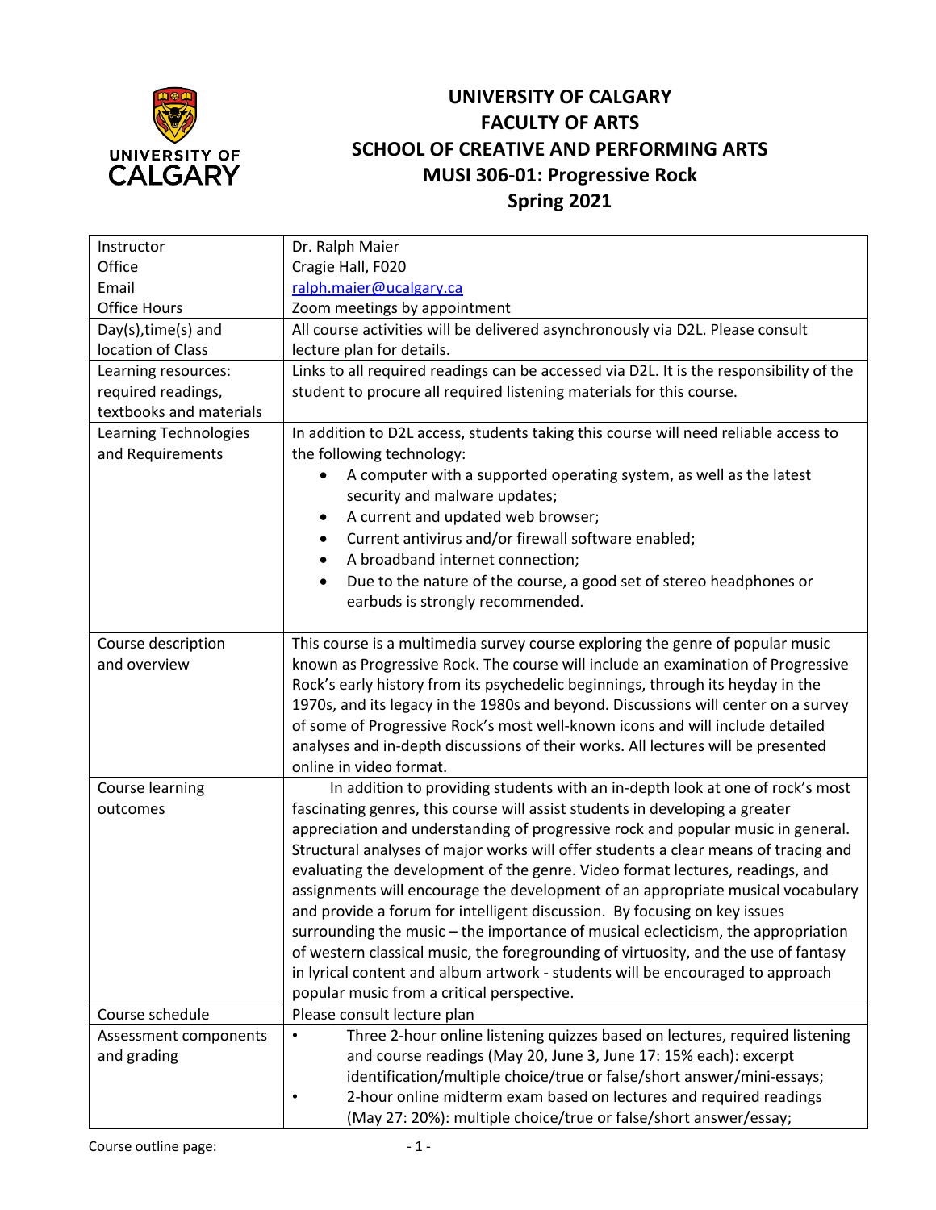# UNIVERSITY OF CALGARY
# FACULTY OF ARTS
# SCHOOL OF CREATIVE AND PERFORMING ARTS
# MUSI 306-01: Progressive Rock
# Spring 2021

| | |
|---|---|
| Instructor<br>Office<br>Email<br>Office Hours | Dr. Ralph Maier<br>Cragie Hall, F020<br>ralph.maier@ucalgary.ca<br>Zoom meetings by appointment |
| Day(s),time(s) and location of Class | All course activities will be delivered asynchronously via D2L. Please consult lecture plan for details. |
| Learning resources: required readings, textbooks and materials | Links to all required readings can be accessed via D2L. It is the responsibility of the student to procure all required listening materials for this course. |
| Learning Technologies and Requirements | In addition to D2L access, students taking this course will need reliable access to the following technology:<br>• A computer with a supported operating system, as well as the latest security and malware updates;<br>• A current and updated web browser;<br>• Current antivirus and/or firewall software enabled;<br>• A broadband internet connection;<br>• Due to the nature of the course, a good set of stereo headphones or earbuds is strongly recommended. |
| Course description and overview | This course is a multimedia survey course exploring the genre of popular music known as Progressive Rock. The course will include an examination of Progressive Rock's early history from its psychedelic beginnings, through its heyday in the 1970s, and its legacy in the 1980s and beyond. Discussions will center on a survey of some of Progressive Rock's most well-known icons and will include detailed analyses and in-depth discussions of their works. All lectures will be presented online in video format. |
| Course learning outcomes | In addition to providing students with an in-depth look at one of rock's most fascinating genres, this course will assist students in developing a greater appreciation and understanding of progressive rock and popular music in general. Structural analyses of major works will offer students a clear means of tracing and evaluating the development of the genre. Video format lectures, readings, and assignments will encourage the development of an appropriate musical vocabulary and provide a forum for intelligent discussion. By focusing on key issues surrounding the music – the importance of musical eclecticism, the appropriation of western classical music, the foregrounding of virtuosity, and the use of fantasy in lyrical content and album artwork - students will be encouraged to approach popular music from a critical perspective. |
| Course schedule | Please consult lecture plan |
| Assessment components and grading | • Three 2-hour online listening quizzes based on lectures, required listening and course readings (May 20, June 3, June 17: 15% each): excerpt identification/multiple choice/true or false/short answer/mini-essays;<br>• 2-hour online midterm exam based on lectures and required readings (May 27: 20%): multiple choice/true or false/short answer/essay; |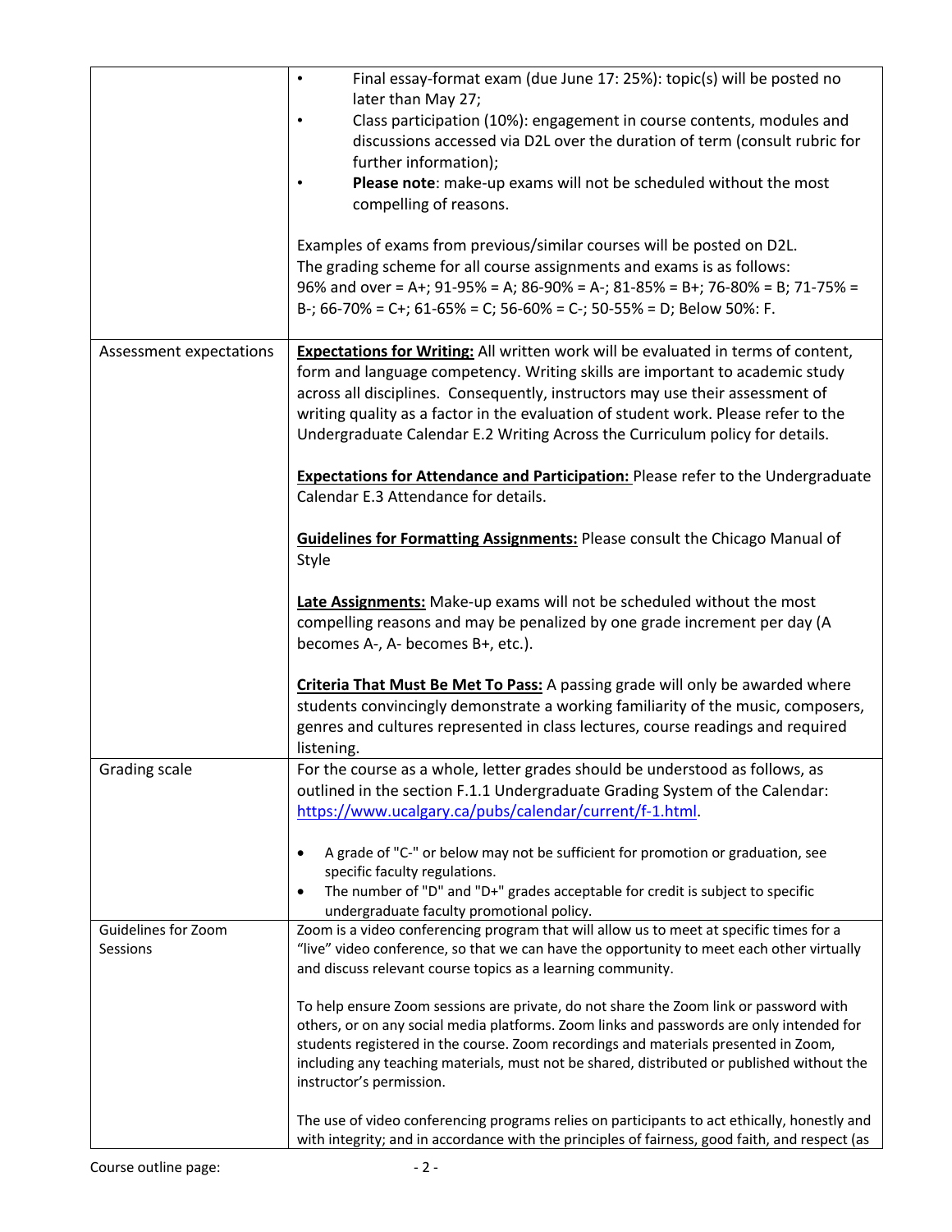| | |
|---|---|
| | • Final essay-format exam (due June 17: 25%): topic(s) will be posted no later than May 27;<br>• Class participation (10%): engagement in course contents, modules and discussions accessed via D2L over the duration of term (consult rubric for further information);<br>• **Please note**: make-up exams will not be scheduled without the most compelling of reasons.<br><br>Examples of exams from previous/similar courses will be posted on D2L.<br>The grading scheme for all course assignments and exams is as follows:<br>96% and over = A+; 91-95% = A; 86-90% = A-; 81-85% = B+; 76-80% = B; 71-75% = B-; 66-70% = C+; 61-65% = C; 56-60% = C-; 50-55% = D; Below 50%: F. |
| Assessment expectations | **Expectations for Writing:** All written work will be evaluated in terms of content, form and language competency. Writing skills are important to academic study across all disciplines. Consequently, instructors may use their assessment of writing quality as a factor in the evaluation of student work. Please refer to the Undergraduate Calendar E.2 Writing Across the Curriculum policy for details.<br><br>**Expectations for Attendance and Participation:** Please refer to the Undergraduate Calendar E.3 Attendance for details.<br><br>**Guidelines for Formatting Assignments:** Please consult the Chicago Manual of Style<br><br>**Late Assignments:** Make-up exams will not be scheduled without the most compelling reasons and may be penalized by one grade increment per day (A becomes A-, A- becomes B+, etc.).<br><br>**Criteria That Must Be Met To Pass:** A passing grade will only be awarded where students convincingly demonstrate a working familiarity of the music, composers, genres and cultures represented in class lectures, course readings and required listening. |
| Grading scale | For the course as a whole, letter grades should be understood as follows, as outlined in the section F.1.1 Undergraduate Grading System of the Calendar: https://www.ucalgary.ca/pubs/calendar/current/f-1.html.<br><br>• A grade of "C-" or below may not be sufficient for promotion or graduation, see specific faculty regulations.<br>• The number of "D" and "D+" grades acceptable for credit is subject to specific undergraduate faculty promotional policy. |
| Guidelines for Zoom Sessions | Zoom is a video conferencing program that will allow us to meet at specific times for a "live" video conference, so that we can have the opportunity to meet each other virtually and discuss relevant course topics as a learning community.<br><br>To help ensure Zoom sessions are private, do not share the Zoom link or password with others, or on any social media platforms. Zoom links and passwords are only intended for students registered in the course. Zoom recordings and materials presented in Zoom, including any teaching materials, must not be shared, distributed or published without the instructor's permission.<br><br>The use of video conferencing programs relies on participants to act ethically, honestly and with integrity; and in accordance with the principles of fairness, good faith, and respect (as |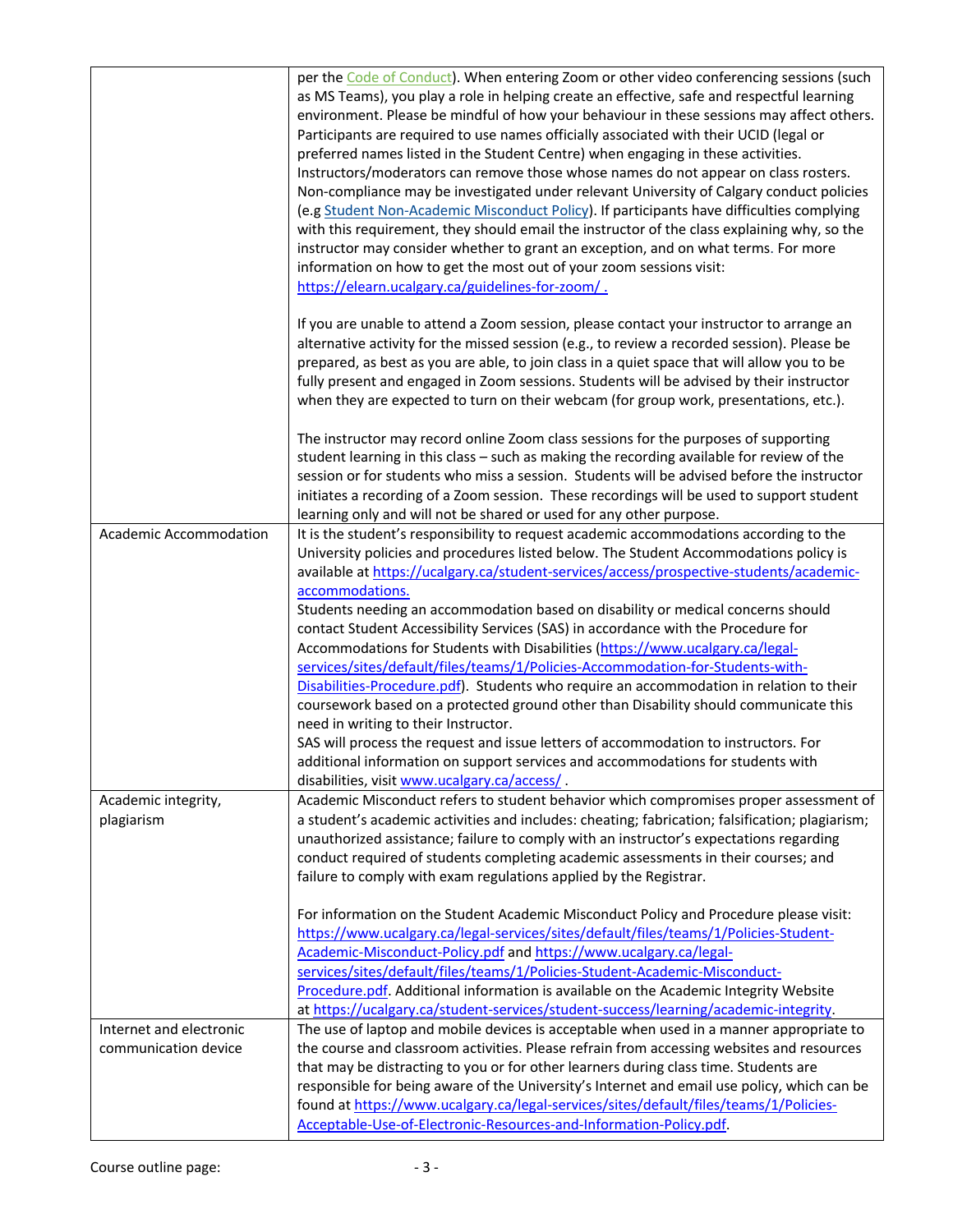| | |
|---|---|
| | per the Code of Conduct). When entering Zoom or other video conferencing sessions (such as MS Teams), you play a role in helping create an effective, safe and respectful learning environment. Please be mindful of how your behaviour in these sessions may affect others. Participants are required to use names officially associated with their UCID (legal or preferred names listed in the Student Centre) when engaging in these activities. Instructors/moderators can remove those whose names do not appear on class rosters. Non-compliance may be investigated under relevant University of Calgary conduct policies (e.g Student Non-Academic Misconduct Policy). If participants have difficulties complying with this requirement, they should email the instructor of the class explaining why, so the instructor may consider whether to grant an exception, and on what terms. For more information on how to get the most out of your zoom sessions visit: https://elearn.ucalgary.ca/guidelines-for-zoom/ .<br><br>If you are unable to attend a Zoom session, please contact your instructor to arrange an alternative activity for the missed session (e.g., to review a recorded session). Please be prepared, as best as you are able, to join class in a quiet space that will allow you to be fully present and engaged in Zoom sessions. Students will be advised by their instructor when they are expected to turn on their webcam (for group work, presentations, etc.).<br><br>The instructor may record online Zoom class sessions for the purposes of supporting student learning in this class – such as making the recording available for review of the session or for students who miss a session. Students will be advised before the instructor initiates a recording of a Zoom session. These recordings will be used to support student learning only and will not be shared or used for any other purpose. |
| Academic Accommodation | It is the student's responsibility to request academic accommodations according to the University policies and procedures listed below. The Student Accommodations policy is available at https://ucalgary.ca/student-services/access/prospective-students/academic-accommodations.<br>Students needing an accommodation based on disability or medical concerns should contact Student Accessibility Services (SAS) in accordance with the Procedure for Accommodations for Students with Disabilities (https://www.ucalgary.ca/legal-services/sites/default/files/teams/1/Policies-Accommodation-for-Students-with-Disabilities-Procedure.pdf). Students who require an accommodation in relation to their coursework based on a protected ground other than Disability should communicate this need in writing to their Instructor.<br>SAS will process the request and issue letters of accommodation to instructors. For additional information on support services and accommodations for students with disabilities, visit www.ucalgary.ca/access/ . |
| Academic integrity, plagiarism | Academic Misconduct refers to student behavior which compromises proper assessment of a student's academic activities and includes: cheating; fabrication; falsification; plagiarism; unauthorized assistance; failure to comply with an instructor's expectations regarding conduct required of students completing academic assessments in their courses; and failure to comply with exam regulations applied by the Registrar.<br><br>For information on the Student Academic Misconduct Policy and Procedure please visit: https://www.ucalgary.ca/legal-services/sites/default/files/teams/1/Policies-Student-Academic-Misconduct-Policy.pdf and https://www.ucalgary.ca/legal-services/sites/default/files/teams/1/Policies-Student-Academic-Misconduct-Procedure.pdf. Additional information is available on the Academic Integrity Website at https://ucalgary.ca/student-services/student-success/learning/academic-integrity. |
| Internet and electronic communication device | The use of laptop and mobile devices is acceptable when used in a manner appropriate to the course and classroom activities. Please refrain from accessing websites and resources that may be distracting to you or for other learners during class time. Students are responsible for being aware of the University's Internet and email use policy, which can be found at https://www.ucalgary.ca/legal-services/sites/default/files/teams/1/Policies-Acceptable-Use-of-Electronic-Resources-and-Information-Policy.pdf. |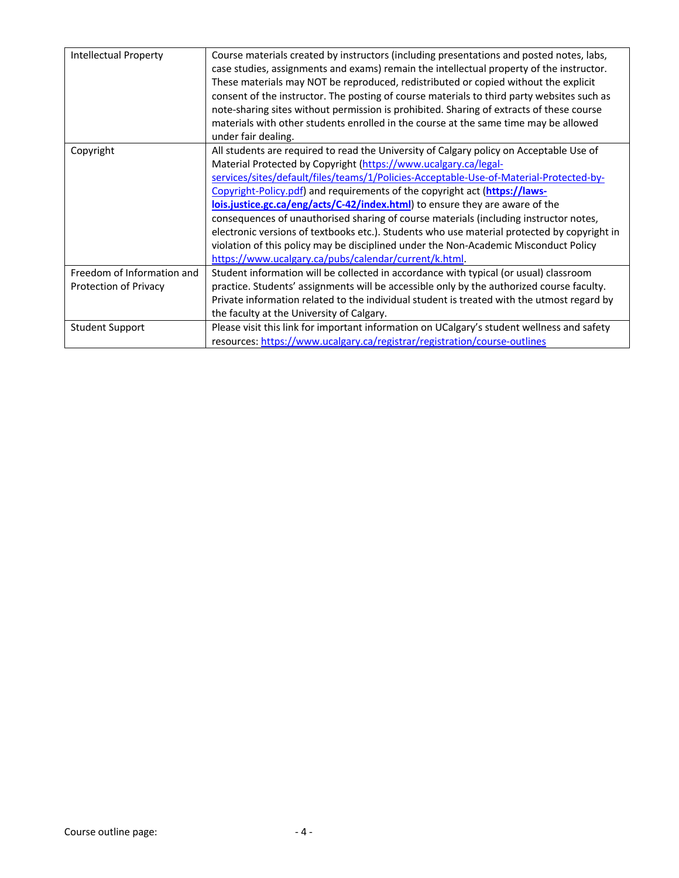| | |
|---|---|
| Intellectual Property | Course materials created by instructors (including presentations and posted notes, labs, case studies, assignments and exams) remain the intellectual property of the instructor. These materials may NOT be reproduced, redistributed or copied without the explicit consent of the instructor. The posting of course materials to third party websites such as note-sharing sites without permission is prohibited. Sharing of extracts of these course materials with other students enrolled in the course at the same time may be allowed under fair dealing. |
| Copyright | All students are required to read the University of Calgary policy on Acceptable Use of Material Protected by Copyright (https://www.ucalgary.ca/legal-services/sites/default/files/teams/1/Policies-Acceptable-Use-of-Material-Protected-by-Copyright-Policy.pdf) and requirements of the copyright act (**https://laws-lois.justice.gc.ca/eng/acts/C-42/index.html**) to ensure they are aware of the consequences of unauthorised sharing of course materials (including instructor notes, electronic versions of textbooks etc.). Students who use material protected by copyright in violation of this policy may be disciplined under the Non-Academic Misconduct Policy https://www.ucalgary.ca/pubs/calendar/current/k.html. |
| Freedom of Information and Protection of Privacy | Student information will be collected in accordance with typical (or usual) classroom practice. Students' assignments will be accessible only by the authorized course faculty. Private information related to the individual student is treated with the utmost regard by the faculty at the University of Calgary. |
| Student Support | Please visit this link for important information on UCalgary's student wellness and safety resources: https://www.ucalgary.ca/registrar/registration/course-outlines |

Course outline page: